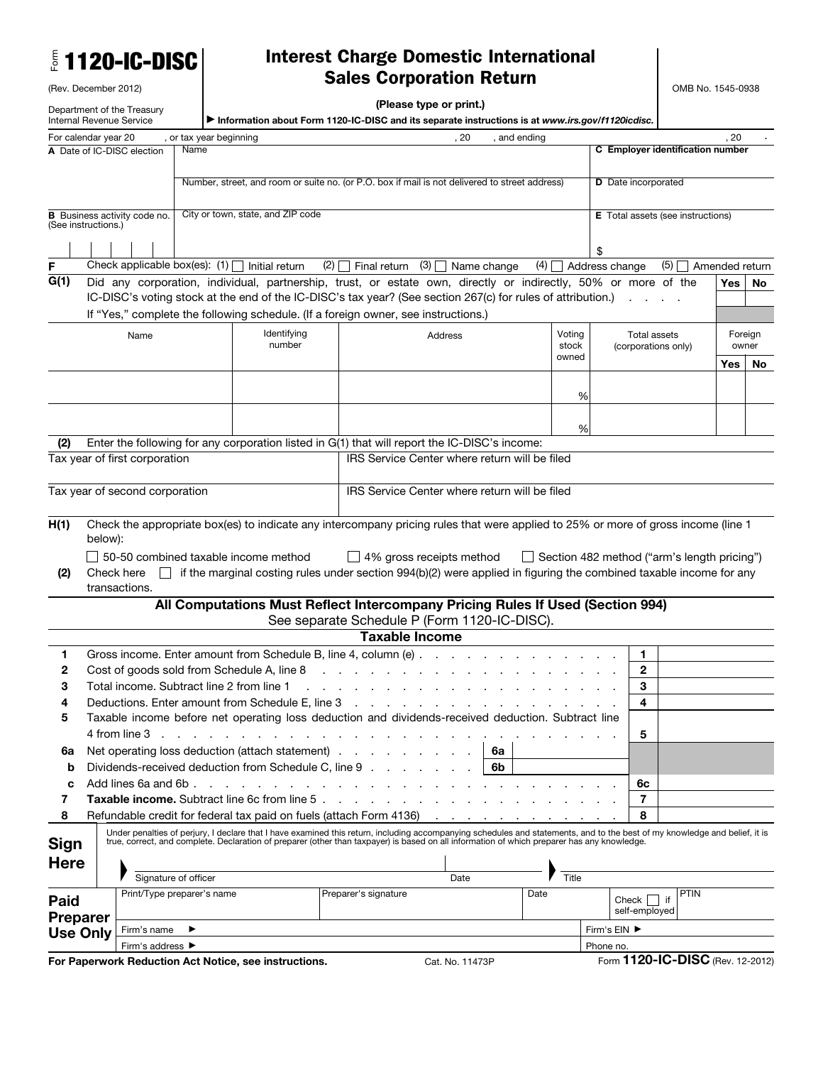Form **1120-IC-DISC**

(Rev. December 2012)

Department of the Treasury
Internal Revenue Service

# Interest Charge Domestic International Sales Corporation Return

**(Please type or print.)**

▶ Information about Form 1120-IC-DISC and its separate instructions is at *www.irs.gov/f1120icdisc.*

OMB No. 1545-0938

For calendar year 20 , or tax year beginning , 20 , and ending , 20 .

| | | |
|---|---|---|
| **A** Date of IC-DISC election | Name | **C Employer identification number** |
| | Number, street, and room or suite no. (or P.O. box if mail is not delivered to street address) | **D** Date incorporated |
| **B** Business activity code no. (See instructions.) | City or town, state, and ZIP code | **E** Total assets (see instructions) $ |

**F** Check applicable box(es): (1) ☐ Initial return (2) ☐ Final return (3) ☐ Name change (4) ☐ Address change (5) ☐ Amended return

**G(1)** Did any corporation, individual, partnership, trust, or estate own, directly or indirectly, 50% or more of the IC-DISC's voting stock at the end of the IC-DISC's tax year? (See section 267(c) for rules of attribution.) . . . . . **Yes** ☐ **No** ☐

If "Yes," complete the following schedule. (If a foreign owner, see instructions.)

| Name | Identifying number | Address | Voting stock owned | Total assets (corporations only) | Foreign owner Yes | Foreign owner No |
|---|---|---|---|---|---|---|
| | | | % | | | |
| | | | % | | | |

**(2)** Enter the following for any corporation listed in G(1) that will report the IC-DISC's income:

| | |
|---|---|
| Tax year of first corporation | IRS Service Center where return will be filed |
| Tax year of second corporation | IRS Service Center where return will be filed |

**H(1)** Check the appropriate box(es) to indicate any intercompany pricing rules that were applied to 25% or more of gross income (line 1 below):

☐ 50-50 combined taxable income method ☐ 4% gross receipts method ☐ Section 482 method ("arm's length pricing")

**(2)** Check here ☐ if the marginal costing rules under section 994(b)(2) were applied in figuring the combined taxable income for any transactions.

**All Computations Must Reflect Intercompany Pricing Rules If Used (Section 994)**

See separate Schedule P (Form 1120-IC-DISC).

## Taxable Income

| | | | | | |
|---|---|---|---|---|---|
| 1 | Gross income. Enter amount from Schedule B, line 4, column (e) | | | 1 | |
| 2 | Cost of goods sold from Schedule A, line 8 | | | 2 | |
| 3 | Total income. Subtract line 2 from line 1 | | | 3 | |
| 4 | Deductions. Enter amount from Schedule E, line 3 | | | 4 | |
| 5 | Taxable income before net operating loss deduction and dividends-received deduction. Subtract line 4 from line 3 | | | 5 | |
| 6a | Net operating loss deduction (attach statement) | 6a | | | |
| b | Dividends-received deduction from Schedule C, line 9 | 6b | | | |
| c | Add lines 6a and 6b | | | 6c | |
| 7 | **Taxable income.** Subtract line 6c from line 5 | | | 7 | |
| 8 | Refundable credit for federal tax paid on fuels (attach Form 4136) | | | 8 | |

**Sign Here**

Under penalties of perjury, I declare that I have examined this return, including accompanying schedules and statements, and to the best of my knowledge and belief, it is true, correct, and complete. Declaration of preparer (other than taxpayer) is based on all information of which preparer has any knowledge.

▶ Signature of officer | Date | ▶ Title

**Paid Preparer Use Only**

| | | | | |
|---|---|---|---|---|
| Print/Type preparer's name | Preparer's signature | Date | Check ☐ if self-employed | PTIN |
| Firm's name ▶ | | | Firm's EIN ▶ | |
| Firm's address ▶ | | | Phone no. | |

**For Paperwork Reduction Act Notice, see instructions.** Cat. No. 11473P Form **1120-IC-DISC** (Rev. 12-2012)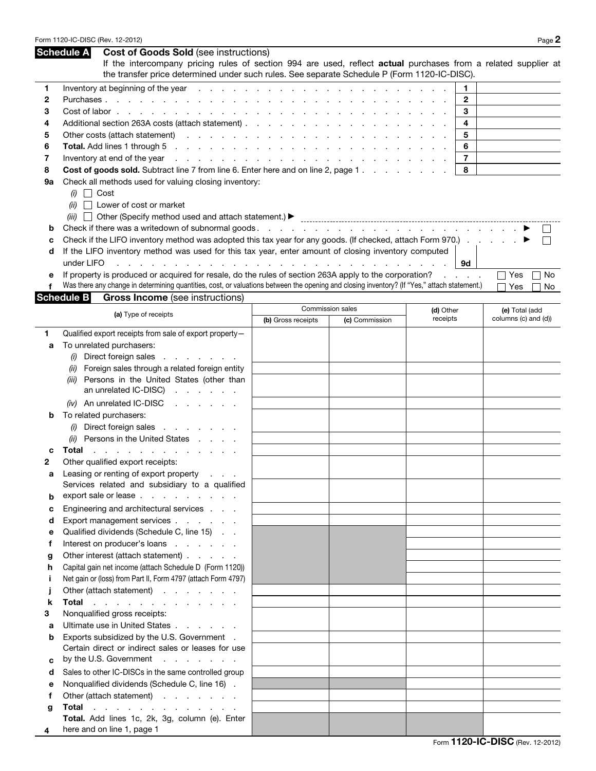## Schedule A Cost of Goods Sold (see instructions)

If the intercompany pricing rules of section 994 are used, reflect **actual** purchases from a related supplier at the transfer price determined under such rules. See separate Schedule P (Form 1120-IC-DISC).

| | | | |
|---|---|---|---|
| 1 | Inventory at beginning of the year | 1 | |
| 2 | Purchases | 2 | |
| 3 | Cost of labor | 3 | |
| 4 | Additional section 263A costs (attach statement) | 4 | |
| 5 | Other costs (attach statement) | 5 | |
| 6 | **Total.** Add lines 1 through 5 | 6 | |
| 7 | Inventory at end of the year | 7 | |
| 8 | **Cost of goods sold.** Subtract line 7 from line 6. Enter here and on line 2, page 1 | 8 | |

**9a** Check all methods used for valuing closing inventory:
- *(i)* ☐ Cost
- *(ii)* ☐ Lower of cost or market
- *(iii)* ☐ Other (Specify method used and attach statement.) ▶

**b** Check if there was a writedown of subnormal goods ▶ ☐

**c** Check if the LIFO inventory method was adopted this tax year for any goods. (If checked, attach Form 970.) ▶ ☐

**d** If the LIFO inventory method was used for this tax year, enter amount of closing inventory computed under LIFO **9d**

**e** If property is produced or acquired for resale, do the rules of section 263A apply to the corporation? ☐ Yes ☐ No

**f** Was there any change in determining quantities, cost, or valuations between the opening and closing inventory? (If "Yes," attach statement.) ☐ Yes ☐ No

## Schedule B Gross Income (see instructions)

| | (a) Type of receipts | Commission sales (b) Gross receipts | Commission sales (c) Commission | (d) Other receipts | (e) Total (add columns (c) and (d)) |
|---|---|---|---|---|---|
| 1 | Qualified export receipts from sale of export property— | | | | |
| a | To unrelated purchasers: | | | | |
| | *(i)* Direct foreign sales | | | | |
| | *(ii)* Foreign sales through a related foreign entity | | | | |
| | *(iii)* Persons in the United States (other than an unrelated IC-DISC) | | | | |
| | *(iv)* An unrelated IC-DISC | | | | |
| b | To related purchasers: | | | | |
| | *(i)* Direct foreign sales | | | | |
| | *(ii)* Persons in the United States | | | | |
| c | **Total** | | | | |
| 2 | Other qualified export receipts: | | | | |
| a | Leasing or renting of export property | | | | |
| b | Services related and subsidiary to a qualified export sale or lease | | | | |
| c | Engineering and architectural services | | | | |
| d | Export management services | | | | |
| e | Qualified dividends (Schedule C, line 15) | | | | |
| f | Interest on producer's loans | | | | |
| g | Other interest (attach statement) | | | | |
| h | Capital gain net income (attach Schedule D (Form 1120)) | | | | |
| i | Net gain or (loss) from Part II, Form 4797 (attach Form 4797) | | | | |
| j | Other (attach statement) | | | | |
| k | **Total** | | | | |
| 3 | Nonqualified gross receipts: | | | | |
| a | Ultimate use in United States | | | | |
| b | Exports subsidized by the U.S. Government | | | | |
| c | Certain direct or indirect sales or leases for use by the U.S. Government | | | | |
| d | Sales to other IC-DISCs in the same controlled group | | | | |
| e | Nonqualified dividends (Schedule C, line 16) | | | | |
| f | Other (attach statement) | | | | |
| g | **Total** | | | | |
| 4 | **Total.** Add lines 1c, 2k, 3g, column (e). Enter here and on line 1, page 1 | | | | |

Form **1120-IC-DISC** (Rev. 12-2012)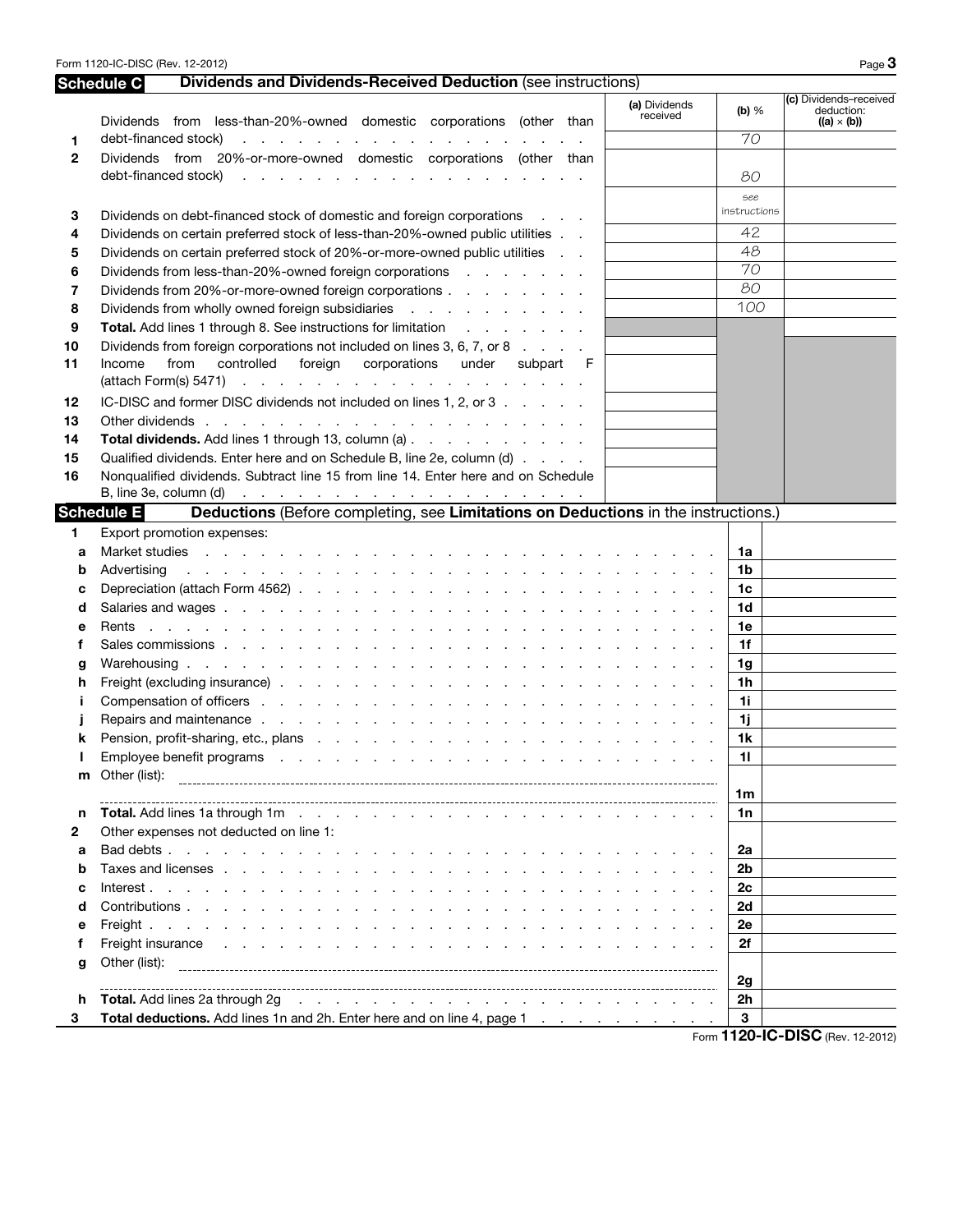## Schedule C — Dividends and Dividends-Received Deduction (see instructions)

| | | (a) Dividends received | (b) % | (c) Dividends–received deduction: ((a) × (b)) |
|---|---|---|---|---|
| 1 | Dividends from less-than-20%-owned domestic corporations (other than debt-financed stock) | | 70 | |
| 2 | Dividends from 20%-or-more-owned domestic corporations (other than debt-financed stock) | | 80 | |
| 3 | Dividends on debt-financed stock of domestic and foreign corporations | | see instructions | |
| 4 | Dividends on certain preferred stock of less-than-20%-owned public utilities | | 42 | |
| 5 | Dividends on certain preferred stock of 20%-or-more-owned public utilities | | 48 | |
| 6 | Dividends from less-than-20%-owned foreign corporations | | 70 | |
| 7 | Dividends from 20%-or-more-owned foreign corporations | | 80 | |
| 8 | Dividends from wholly owned foreign subsidiaries | | 100 | |
| 9 | **Total.** Add lines 1 through 8. See instructions for limitation | | | |
| 10 | Dividends from foreign corporations not included on lines 3, 6, 7, or 8 | | | |
| 11 | Income from controlled foreign corporations under subpart F (attach Form(s) 5471) | | | |
| 12 | IC-DISC and former DISC dividends not included on lines 1, 2, or 3 | | | |
| 13 | Other dividends | | | |
| 14 | **Total dividends.** Add lines 1 through 13, column (a) | | | |
| 15 | Qualified dividends. Enter here and on Schedule B, line 2e, column (d) | | | |
| 16 | Nonqualified dividends. Subtract line 15 from line 14. Enter here and on Schedule B, line 3e, column (d) | | | |

## Schedule E — Deductions (Before completing, see **Limitations on Deductions** in the instructions.)

| | | | |
|---|---|---|---|
| **1** | Export promotion expenses: | | |
| a | Market studies | 1a | |
| b | Advertising | 1b | |
| c | Depreciation (attach Form 4562) | 1c | |
| d | Salaries and wages | 1d | |
| e | Rents | 1e | |
| f | Sales commissions | 1f | |
| g | Warehousing | 1g | |
| h | Freight (excluding insurance) | 1h | |
| i | Compensation of officers | 1i | |
| j | Repairs and maintenance | 1j | |
| k | Pension, profit-sharing, etc., plans | 1k | |
| l | Employee benefit programs | 1l | |
| m | Other (list): | 1m | |
| n | **Total.** Add lines 1a through 1m | 1n | |
| **2** | Other expenses not deducted on line 1: | | |
| a | Bad debts | 2a | |
| b | Taxes and licenses | 2b | |
| c | Interest | 2c | |
| d | Contributions | 2d | |
| e | Freight | 2e | |
| f | Freight insurance | 2f | |
| g | Other (list): | 2g | |
| h | **Total.** Add lines 2a through 2g | 2h | |
| **3** | **Total deductions.** Add lines 1n and 2h. Enter here and on line 4, page 1 | 3 | |

Form **1120-IC-DISC** (Rev. 12-2012)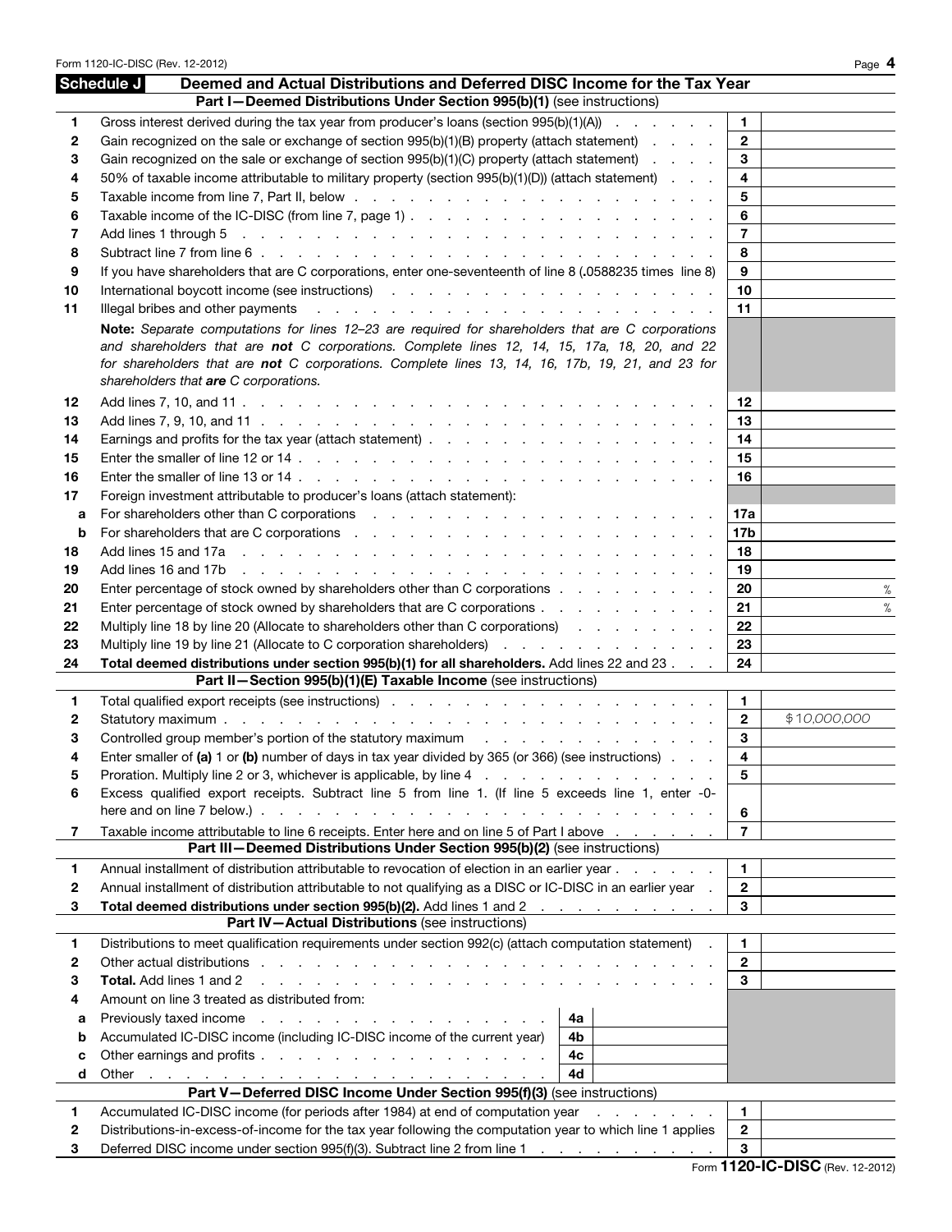## Schedule J — Deemed and Actual Distributions and Deferred DISC Income for the Tax Year

### Part I—Deemed Distributions Under Section 995(b)(1) (see instructions)

| | | | |
|---|---|---|---|
| 1 | Gross interest derived during the tax year from producer's loans (section 995(b)(1)(A)) | 1 | |
| 2 | Gain recognized on the sale or exchange of section 995(b)(1)(B) property (attach statement) | 2 | |
| 3 | Gain recognized on the sale or exchange of section 995(b)(1)(C) property (attach statement) | 3 | |
| 4 | 50% of taxable income attributable to military property (section 995(b)(1)(D)) (attach statement) | 4 | |
| 5 | Taxable income from line 7, Part II, below | 5 | |
| 6 | Taxable income of the IC-DISC (from line 7, page 1) | 6 | |
| 7 | Add lines 1 through 5 | 7 | |
| 8 | Subtract line 7 from line 6 | 8 | |
| 9 | If you have shareholders that are C corporations, enter one-seventeenth of line 8 (.0588235 times line 8) | 9 | |
| 10 | International boycott income (see instructions) | 10 | |
| 11 | Illegal bribes and other payments | 11 | |
| | **Note:** *Separate computations for lines 12–23 are required for shareholders that are C corporations and shareholders that are **not** C corporations. Complete lines 12, 14, 15, 17a, 18, 20, and 22 for shareholders that are **not** C corporations. Complete lines 13, 14, 16, 17b, 19, 21, and 23 for shareholders that **are** C corporations.* | | |
| 12 | Add lines 7, 10, and 11 | 12 | |
| 13 | Add lines 7, 9, 10, and 11 | 13 | |
| 14 | Earnings and profits for the tax year (attach statement) | 14 | |
| 15 | Enter the smaller of line 12 or 14 | 15 | |
| 16 | Enter the smaller of line 13 or 14 | 16 | |
| 17 | Foreign investment attributable to producer's loans (attach statement): | | |
| a | For shareholders other than C corporations | 17a | |
| b | For shareholders that are C corporations | 17b | |
| 18 | Add lines 15 and 17a | 18 | |
| 19 | Add lines 16 and 17b | 19 | |
| 20 | Enter percentage of stock owned by shareholders other than C corporations | 20 | % |
| 21 | Enter percentage of stock owned by shareholders that are C corporations | 21 | % |
| 22 | Multiply line 18 by line 20 (Allocate to shareholders other than C corporations) | 22 | |
| 23 | Multiply line 19 by line 21 (Allocate to C corporation shareholders) | 23 | |
| 24 | **Total deemed distributions under section 995(b)(1) for all shareholders.** Add lines 22 and 23 | 24 | |

### Part II—Section 995(b)(1)(E) Taxable Income (see instructions)

| | | | |
|---|---|---|---|
| 1 | Total qualified export receipts (see instructions) | 1 | |
| 2 | Statutory maximum | 2 | $10,000,000 |
| 3 | Controlled group member's portion of the statutory maximum | 3 | |
| 4 | Enter smaller of **(a)** 1 or **(b)** number of days in tax year divided by 365 (or 366) (see instructions) | 4 | |
| 5 | Proration. Multiply line 2 or 3, whichever is applicable, by line 4 | 5 | |
| 6 | Excess qualified export receipts. Subtract line 5 from line 1. (If line 5 exceeds line 1, enter -0- here and on line 7 below.) | 6 | |
| 7 | Taxable income attributable to line 6 receipts. Enter here and on line 5 of Part I above | 7 | |

### Part III—Deemed Distributions Under Section 995(b)(2) (see instructions)

| | | | |
|---|---|---|---|
| 1 | Annual installment of distribution attributable to revocation of election in an earlier year | 1 | |
| 2 | Annual installment of distribution attributable to not qualifying as a DISC or IC-DISC in an earlier year | 2 | |
| 3 | **Total deemed distributions under section 995(b)(2).** Add lines 1 and 2 | 3 | |

### Part IV—Actual Distributions (see instructions)

| | | | | | |
|---|---|---|---|---|---|
| 1 | Distributions to meet qualification requirements under section 992(c) (attach computation statement) | | | 1 | |
| 2 | Other actual distributions | | | 2 | |
| 3 | **Total.** Add lines 1 and 2 | | | 3 | |
| 4 | Amount on line 3 treated as distributed from: | | | | |
| a | Previously taxed income | 4a | | | |
| b | Accumulated IC-DISC income (including IC-DISC income of the current year) | 4b | | | |
| c | Other earnings and profits | 4c | | | |
| d | Other | 4d | | | |

### Part V—Deferred DISC Income Under Section 995(f)(3) (see instructions)

| | | | |
|---|---|---|---|
| 1 | Accumulated IC-DISC income (for periods after 1984) at end of computation year | 1 | |
| 2 | Distributions-in-excess-of-income for the tax year following the computation year to which line 1 applies | 2 | |
| 3 | Deferred DISC income under section 995(f)(3). Subtract line 2 from line 1 | 3 | |

Form **1120-IC-DISC** (Rev. 12-2012)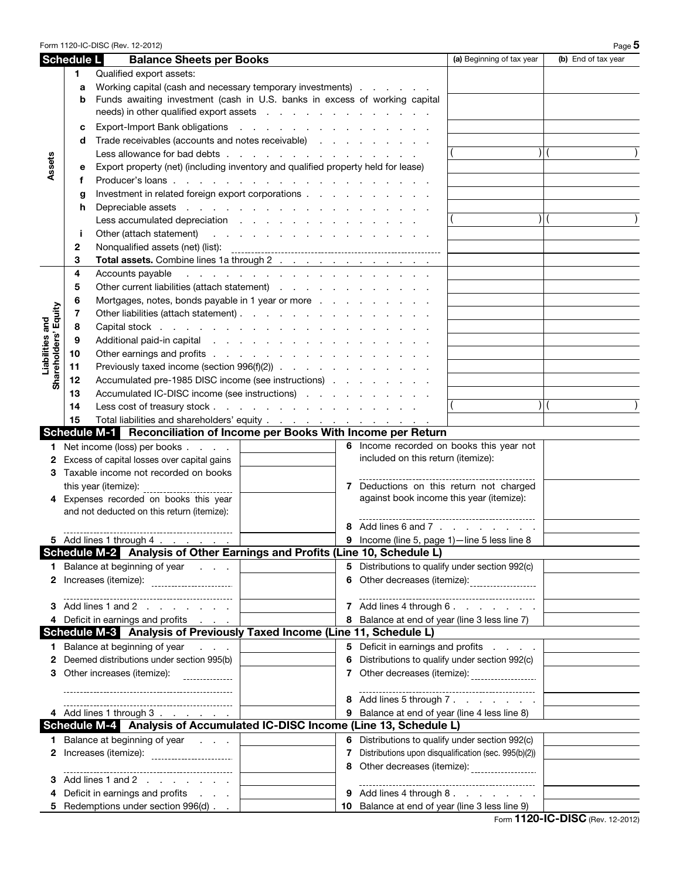## Schedule L Balance Sheets per Books

| | | | (a) Beginning of tax year | (b) End of tax year |
|---|---|---|---|---|
| **Assets** | 1 | Qualified export assets: | | |
| | a | Working capital (cash and necessary temporary investments) | | |
| | b | Funds awaiting investment (cash in U.S. banks in excess of working capital needs) in other qualified export assets | | |
| | c | Export-Import Bank obligations | | |
| | d | Trade receivables (accounts and notes receivable) | | |
| | | Less allowance for bad debts | ( ) | ( ) |
| | e | Export property (net) (including inventory and qualified property held for lease) | | |
| | f | Producer's loans | | |
| | g | Investment in related foreign export corporations | | |
| | h | Depreciable assets | | |
| | | Less accumulated depreciation | ( ) | ( ) |
| | i | Other (attach statement) | | |
| | 2 | Nonqualified assets (net) (list): | | |
| | 3 | **Total assets.** Combine lines 1a through 2 | | |
| **Liabilities and Shareholders' Equity** | 4 | Accounts payable | | |
| | 5 | Other current liabilities (attach statement) | | |
| | 6 | Mortgages, notes, bonds payable in 1 year or more | | |
| | 7 | Other liabilities (attach statement) | | |
| | 8 | Capital stock | | |
| | 9 | Additional paid-in capital | | |
| | 10 | Other earnings and profits | | |
| | 11 | Previously taxed income (section 996(f)(2)) | | |
| | 12 | Accumulated pre-1985 DISC income (see instructions) | | |
| | 13 | Accumulated IC-DISC income (see instructions) | | |
| | 14 | Less cost of treasury stock | ( ) | ( ) |
| | 15 | Total liabilities and shareholders' equity | | |

## Schedule M-1 Reconciliation of Income per Books With Income per Return

| | | | |
|---|---|---|---|
| 1 Net income (loss) per books | | 6 Income recorded on books this year not included on this return (itemize): | |
| 2 Excess of capital losses over capital gains | | | |
| 3 Taxable income not recorded on books this year (itemize): | | 7 Deductions on this return not charged against book income this year (itemize): | |
| 4 Expenses recorded on books this year and not deducted on this return (itemize): | | | |
| | | 8 Add lines 6 and 7 | |
| 5 Add lines 1 through 4 | | 9 Income (line 5, page 1)—line 5 less line 8 | |

## Schedule M-2 Analysis of Other Earnings and Profits (Line 10, Schedule L)

| | | | |
|---|---|---|---|
| 1 Balance at beginning of year | | 5 Distributions to qualify under section 992(c) | |
| 2 Increases (itemize): | | 6 Other decreases (itemize): | |
| 3 Add lines 1 and 2 | | 7 Add lines 4 through 6 | |
| 4 Deficit in earnings and profits | | 8 Balance at end of year (line 3 less line 7) | |

## Schedule M-3 Analysis of Previously Taxed Income (Line 11, Schedule L)

| | | | |
|---|---|---|---|
| 1 Balance at beginning of year | | 5 Deficit in earnings and profits | |
| 2 Deemed distributions under section 995(b) | | 6 Distributions to qualify under section 992(c) | |
| 3 Other increases (itemize): | | 7 Other decreases (itemize): | |
| | | 8 Add lines 5 through 7 | |
| 4 Add lines 1 through 3 | | 9 Balance at end of year (line 4 less line 8) | |

## Schedule M-4 Analysis of Accumulated IC-DISC Income (Line 13, Schedule L)

| | | | |
|---|---|---|---|
| 1 Balance at beginning of year | | 6 Distributions to qualify under section 992(c) | |
| 2 Increases (itemize): | | 7 Distributions upon disqualification (sec. 995(b)(2)) | |
| | | 8 Other decreases (itemize): | |
| 3 Add lines 1 and 2 | | | |
| 4 Deficit in earnings and profits | | 9 Add lines 4 through 8 | |
| 5 Redemptions under section 996(d) | | 10 Balance at end of year (line 3 less line 9) | |

Form **1120-IC-DISC** (Rev. 12-2012)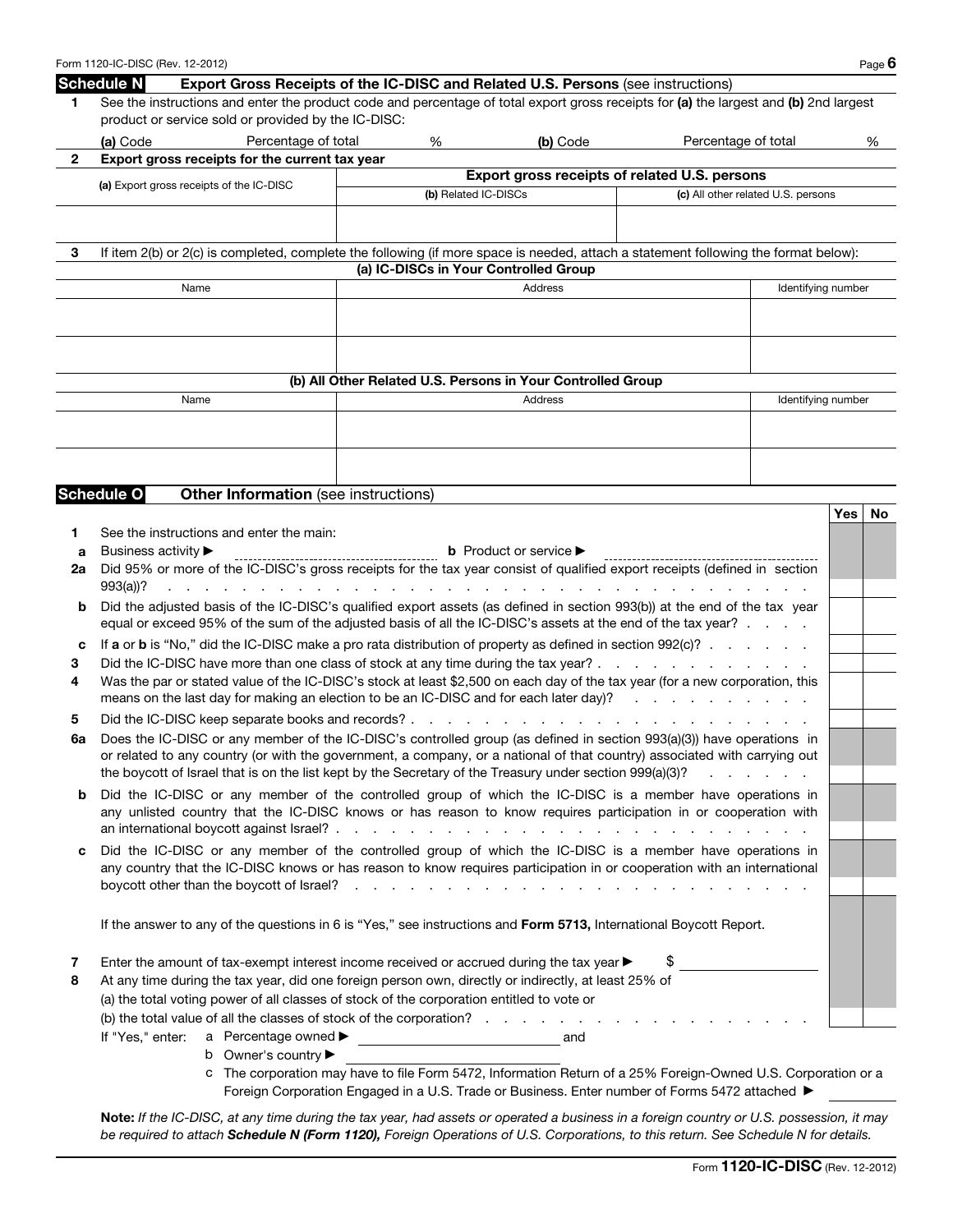## Schedule N — Export Gross Receipts of the IC-DISC and Related U.S. Persons (see instructions)

**1** See the instructions and enter the product code and percentage of total export gross receipts for **(a)** the largest and **(b)** 2nd largest product or service sold or provided by the IC-DISC:

**(a)** Code ______ Percentage of total ______ % **(b)** Code ______ Percentage of total ______ %

**2** **Export gross receipts for the current tax year**

| (a) Export gross receipts of the IC-DISC | Export gross receipts of related U.S. persons | |
|---|---|---|
| | (b) Related IC-DISCs | (c) All other related U.S. persons |
| | | |

**3** If item 2(b) or 2(c) is completed, complete the following (if more space is needed, attach a statement following the format below):

**(a) IC-DISCs in Your Controlled Group**

| Name | Address | Identifying number |
|---|---|---|
| | | |
| | | |

**(b) All Other Related U.S. Persons in Your Controlled Group**

| Name | Address | Identifying number |
|---|---|---|
| | | |
| | | |

## Schedule O — Other Information (see instructions)

| | | Yes | No |
|---|---|---|---|
| **1** | See the instructions and enter the main: | | |
| **a** | Business activity ► ______ **b** Product or service ► ______ | | |
| **2a** | Did 95% or more of the IC-DISC's gross receipts for the tax year consist of qualified export receipts (defined in section 993(a))? | | |
| **b** | Did the adjusted basis of the IC-DISC's qualified export assets (as defined in section 993(b)) at the end of the tax year equal or exceed 95% of the sum of the adjusted basis of all the IC-DISC's assets at the end of the tax year? | | |
| **c** | If **a** or **b** is "No," did the IC-DISC make a pro rata distribution of property as defined in section 992(c)? | | |
| **3** | Did the IC-DISC have more than one class of stock at any time during the tax year? | | |
| **4** | Was the par or stated value of the IC-DISC's stock at least $2,500 on each day of the tax year (for a new corporation, this means on the last day for making an election to be an IC-DISC and for each later day)? | | |
| **5** | Did the IC-DISC keep separate books and records? | | |
| **6a** | Does the IC-DISC or any member of the IC-DISC's controlled group (as defined in section 993(a)(3)) have operations in or related to any country (or with the government, a company, or a national of that country) associated with carrying out the boycott of Israel that is on the list kept by the Secretary of the Treasury under section 999(a)(3)? | | |
| **b** | Did the IC-DISC or any member of the controlled group of which the IC-DISC is a member have operations in any unlisted country that the IC-DISC knows or has reason to know requires participation in or cooperation with an international boycott against Israel? | | |
| **c** | Did the IC-DISC or any member of the controlled group of which the IC-DISC is a member have operations in any country that the IC-DISC knows or has reason to know requires participation in or cooperation with an international boycott other than the boycott of Israel? | | |
| | If the answer to any of the questions in 6 is "Yes," see instructions and **Form 5713,** International Boycott Report. | | |
| **7** | Enter the amount of tax-exempt interest income received or accrued during the tax year ► $ ______ | | |
| **8** | At any time during the tax year, did one foreign person own, directly or indirectly, at least 25% of (a) the total voting power of all classes of stock of the corporation entitled to vote or (b) the total value of all the classes of stock of the corporation? | | |

If "Yes," enter: a Percentage owned ► ______ and

b Owner's country ► ______

c The corporation may have to file Form 5472, Information Return of a 25% Foreign-Owned U.S. Corporation or a Foreign Corporation Engaged in a U.S. Trade or Business. Enter number of Forms 5472 attached ► ______

**Note:** *If the IC-DISC, at any time during the tax year, had assets or operated a business in a foreign country or U.S. possession, it may be required to attach* ***Schedule N (Form 1120),*** *Foreign Operations of U.S. Corporations, to this return. See Schedule N for details.*